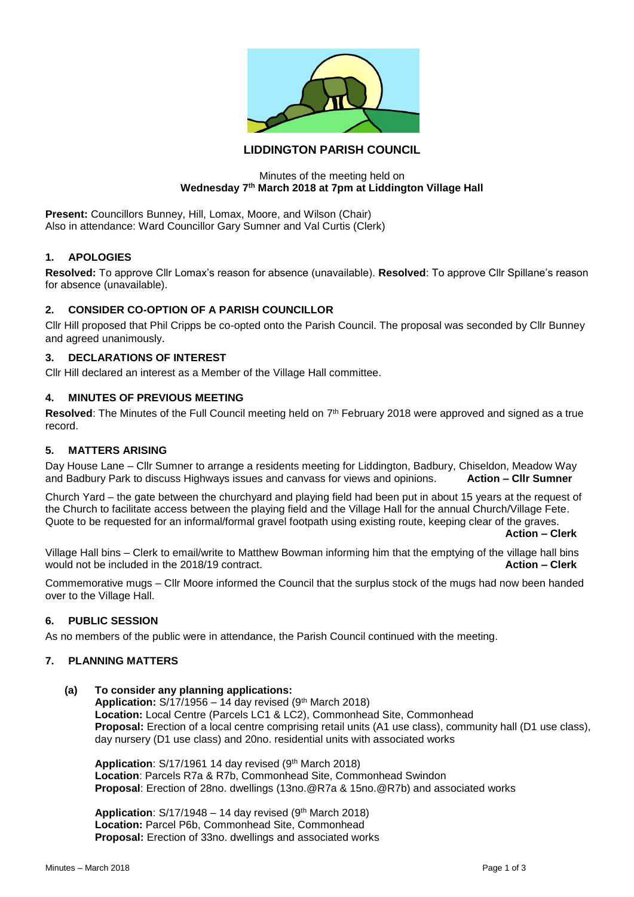# LIDDINGTON PARISH COUNCIL

Minutes of the meeting held on
**Wednesday 7th March 2018 at 7pm at Liddington Village Hall**

**Present:** Councillors Bunney, Hill, Lomax, Moore, and Wilson (Chair)
Also in attendance: Ward Councillor Gary Sumner and Val Curtis (Clerk)

## 1. APOLOGIES

**Resolved:** To approve Cllr Lomax's reason for absence (unavailable). **Resolved**: To approve Cllr Spillane's reason for absence (unavailable).

## 2. CONSIDER CO-OPTION OF A PARISH COUNCILLOR

Cllr Hill proposed that Phil Cripps be co-opted onto the Parish Council. The proposal was seconded by Cllr Bunney and agreed unanimously.

## 3. DECLARATIONS OF INTEREST

Cllr Hill declared an interest as a Member of the Village Hall committee.

## 4. MINUTES OF PREVIOUS MEETING

**Resolved**: The Minutes of the Full Council meeting held on 7th February 2018 were approved and signed as a true record.

## 5. MATTERS ARISING

Day House Lane – Cllr Sumner to arrange a residents meeting for Liddington, Badbury, Chiseldon, Meadow Way and Badbury Park to discuss Highways issues and canvass for views and opinions. **Action – Cllr Sumner**

Church Yard – the gate between the churchyard and playing field had been put in about 15 years at the request of the Church to facilitate access between the playing field and the Village Hall for the annual Church/Village Fete. Quote to be requested for an informal/formal gravel footpath using existing route, keeping clear of the graves.
**Action – Clerk**

Village Hall bins – Clerk to email/write to Matthew Bowman informing him that the emptying of the village hall bins would not be included in the 2018/19 contract. **Action – Clerk**

Commemorative mugs – Cllr Moore informed the Council that the surplus stock of the mugs had now been handed over to the Village Hall.

## 6. PUBLIC SESSION

As no members of the public were in attendance, the Parish Council continued with the meeting.

## 7. PLANNING MATTERS

**(a) To consider any planning applications:**

**Application:** S/17/1956 – 14 day revised (9th March 2018)
**Location:** Local Centre (Parcels LC1 & LC2), Commonhead Site, Commonhead
**Proposal:** Erection of a local centre comprising retail units (A1 use class), community hall (D1 use class), day nursery (D1 use class) and 20no. residential units with associated works

**Application**: S/17/1961 14 day revised (9th March 2018)
**Location**: Parcels R7a & R7b, Commonhead Site, Commonhead Swindon
**Proposal**: Erection of 28no. dwellings (13no.@R7a & 15no.@R7b) and associated works

**Application**: S/17/1948 – 14 day revised (9th March 2018)
**Location:** Parcel P6b, Commonhead Site, Commonhead
**Proposal:** Erection of 33no. dwellings and associated works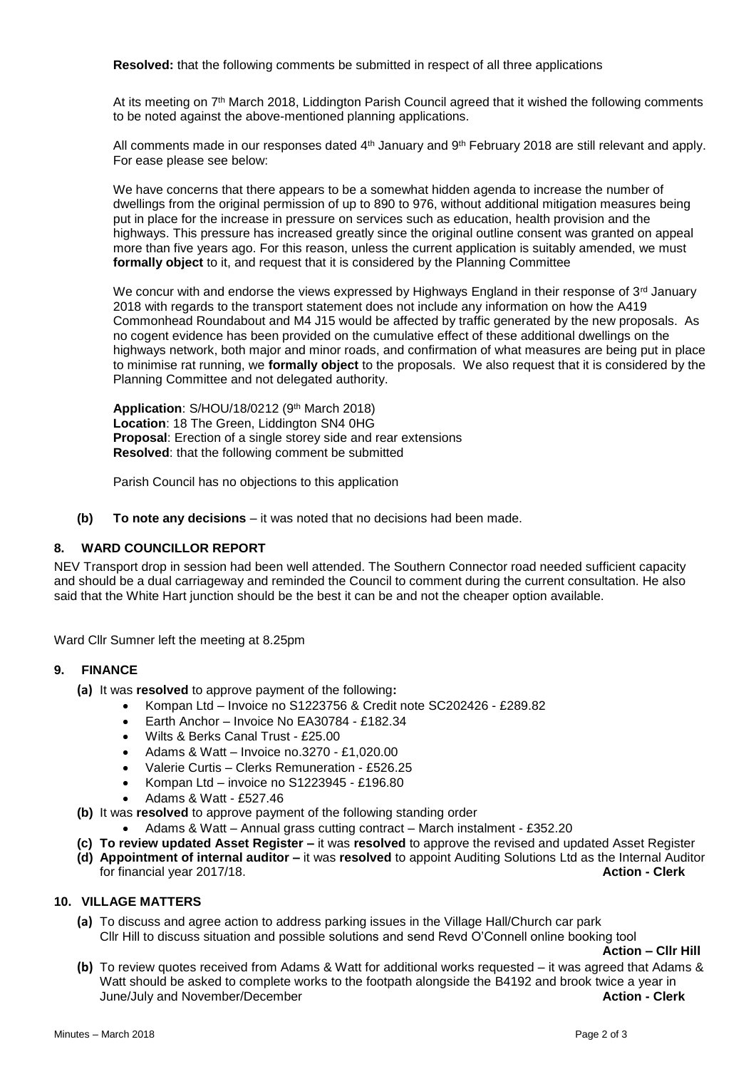**Resolved:** that the following comments be submitted in respect of all three applications

At its meeting on 7th March 2018, Liddington Parish Council agreed that it wished the following comments to be noted against the above-mentioned planning applications.

All comments made in our responses dated 4th January and 9th February 2018 are still relevant and apply. For ease please see below:

We have concerns that there appears to be a somewhat hidden agenda to increase the number of dwellings from the original permission of up to 890 to 976, without additional mitigation measures being put in place for the increase in pressure on services such as education, health provision and the highways. This pressure has increased greatly since the original outline consent was granted on appeal more than five years ago. For this reason, unless the current application is suitably amended, we must **formally object** to it, and request that it is considered by the Planning Committee

We concur with and endorse the views expressed by Highways England in their response of 3rd January 2018 with regards to the transport statement does not include any information on how the A419 Commonhead Roundabout and M4 J15 would be affected by traffic generated by the new proposals. As no cogent evidence has been provided on the cumulative effect of these additional dwellings on the highways network, both major and minor roads, and confirmation of what measures are being put in place to minimise rat running, we **formally object** to the proposals. We also request that it is considered by the Planning Committee and not delegated authority.

**Application**: S/HOU/18/0212 (9th March 2018)
**Location**: 18 The Green, Liddington SN4 0HG
**Proposal**: Erection of a single storey side and rear extensions
**Resolved**: that the following comment be submitted

Parish Council has no objections to this application

**(b) To note any decisions** – it was noted that no decisions had been made.

## 8. WARD COUNCILLOR REPORT

NEV Transport drop in session had been well attended. The Southern Connector road needed sufficient capacity and should be a dual carriageway and reminded the Council to comment during the current consultation. He also said that the White Hart junction should be the best it can be and not the cheaper option available.

Ward Cllr Sumner left the meeting at 8.25pm

## 9. FINANCE

**(a)** It was **resolved** to approve payment of the following**:**
- Kompan Ltd – Invoice no S1223756 & Credit note SC202426 - £289.82
- Earth Anchor – Invoice No EA30784 - £182.34
- Wilts & Berks Canal Trust - £25.00
- Adams & Watt – Invoice no.3270 - £1,020.00
- Valerie Curtis – Clerks Remuneration - £526.25
- Kompan Ltd – invoice no S1223945 - £196.80
- Adams & Watt - £527.46

**(b)** It was **resolved** to approve payment of the following standing order
- Adams & Watt – Annual grass cutting contract – March instalment - £352.20

**(c) To review updated Asset Register –** it was **resolved** to approve the revised and updated Asset Register

**(d) Appointment of internal auditor –** it was **resolved** to appoint Auditing Solutions Ltd as the Internal Auditor for financial year 2017/18. **Action - Clerk**

## 10. VILLAGE MATTERS

**(a)** To discuss and agree action to address parking issues in the Village Hall/Church car park
Cllr Hill to discuss situation and possible solutions and send Revd O'Connell online booking tool **Action – Cllr Hill**

**(b)** To review quotes received from Adams & Watt for additional works requested – it was agreed that Adams & Watt should be asked to complete works to the footpath alongside the B4192 and brook twice a year in June/July and November/December **Action - Clerk**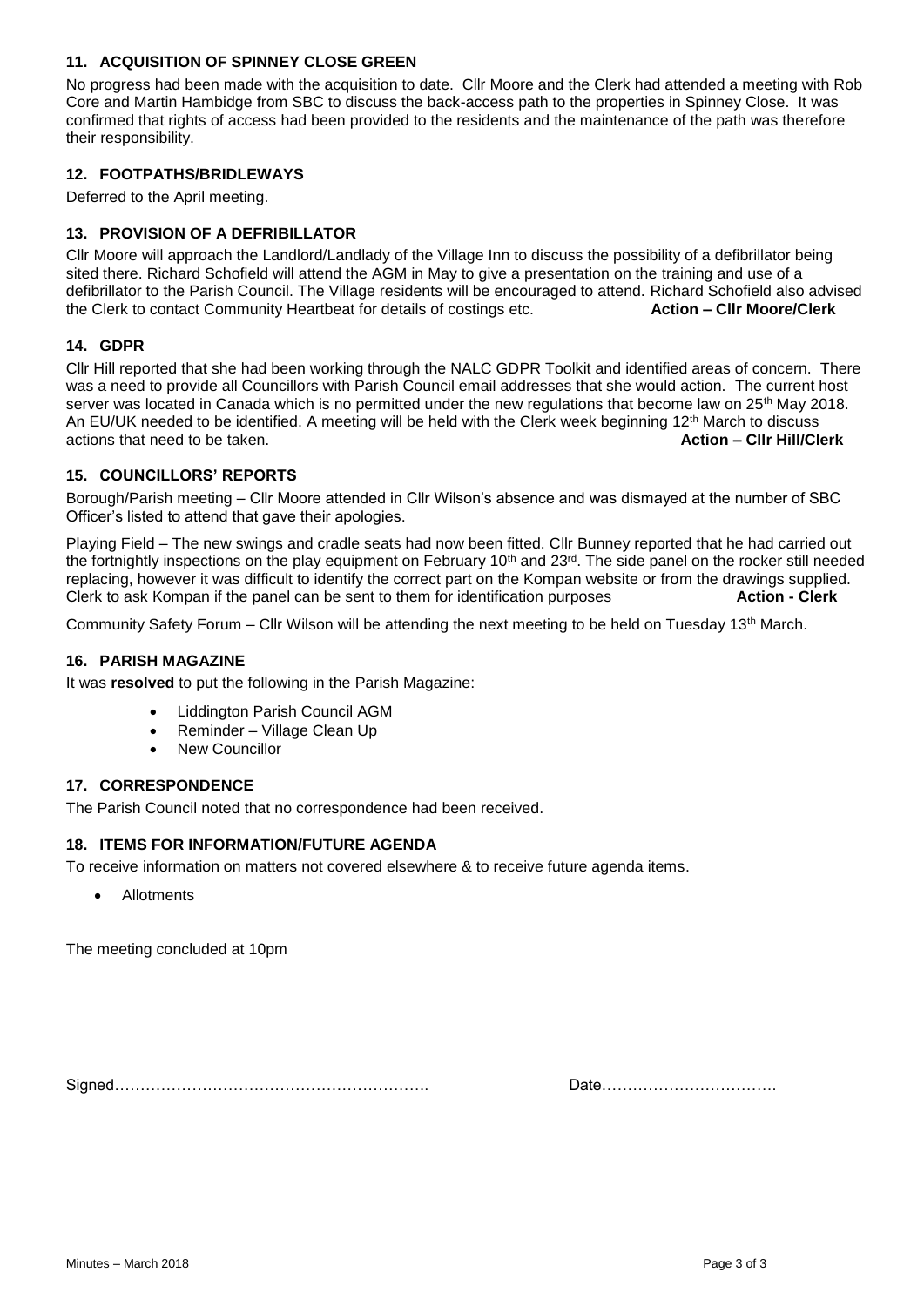### 11. ACQUISITION OF SPINNEY CLOSE GREEN

No progress had been made with the acquisition to date. Cllr Moore and the Clerk had attended a meeting with Rob Core and Martin Hambidge from SBC to discuss the back-access path to the properties in Spinney Close. It was confirmed that rights of access had been provided to the residents and the maintenance of the path was therefore their responsibility.

### 12. FOOTPATHS/BRIDLEWAYS

Deferred to the April meeting.

### 13. PROVISION OF A DEFRIBILLATOR

Cllr Moore will approach the Landlord/Landlady of the Village Inn to discuss the possibility of a defibrillator being sited there. Richard Schofield will attend the AGM in May to give a presentation on the training and use of a defibrillator to the Parish Council. The Village residents will be encouraged to attend. Richard Schofield also advised the Clerk to contact Community Heartbeat for details of costings etc. **Action – Cllr Moore/Clerk**

### 14. GDPR

Cllr Hill reported that she had been working through the NALC GDPR Toolkit and identified areas of concern. There was a need to provide all Councillors with Parish Council email addresses that she would action. The current host server was located in Canada which is no permitted under the new regulations that become law on 25th May 2018. An EU/UK needed to be identified. A meeting will be held with the Clerk week beginning 12th March to discuss actions that need to be taken. **Action – Cllr Hill/Clerk**

### 15. COUNCILLORS' REPORTS

Borough/Parish meeting – Cllr Moore attended in Cllr Wilson's absence and was dismayed at the number of SBC Officer's listed to attend that gave their apologies.

Playing Field – The new swings and cradle seats had now been fitted. Cllr Bunney reported that he had carried out the fortnightly inspections on the play equipment on February 10th and 23rd. The side panel on the rocker still needed replacing, however it was difficult to identify the correct part on the Kompan website or from the drawings supplied. Clerk to ask Kompan if the panel can be sent to them for identification purposes **Action - Clerk**

Community Safety Forum – Cllr Wilson will be attending the next meeting to be held on Tuesday 13th March.

### 16. PARISH MAGAZINE

It was **resolved** to put the following in the Parish Magazine:

- Liddington Parish Council AGM
- Reminder – Village Clean Up
- New Councillor

### 17. CORRESPONDENCE

The Parish Council noted that no correspondence had been received.

### 18. ITEMS FOR INFORMATION/FUTURE AGENDA

To receive information on matters not covered elsewhere & to receive future agenda items.

- Allotments

The meeting concluded at 10pm

Signed…………………………………………………. Date…………………………….